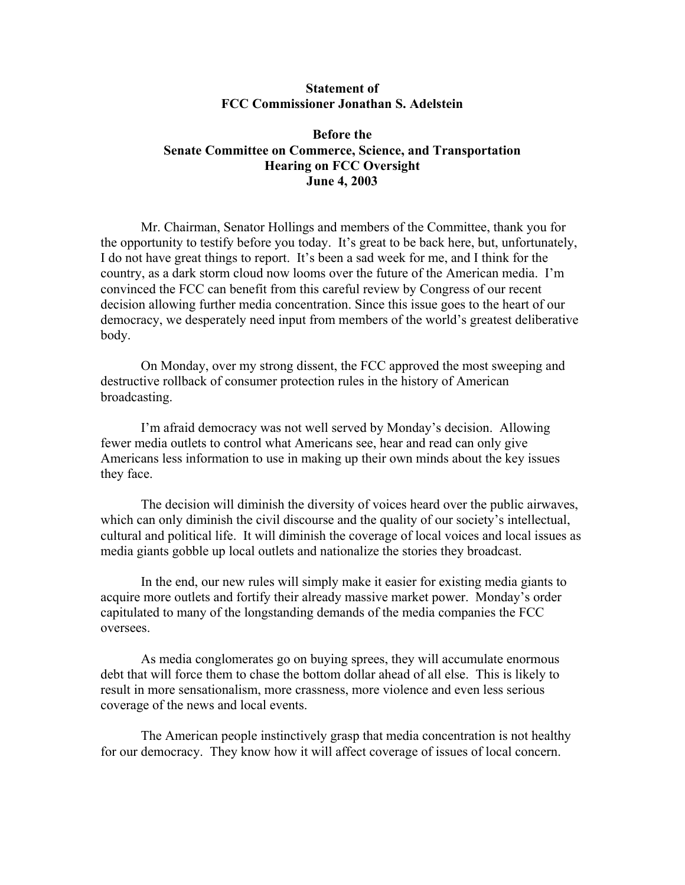**Statement of**
**FCC Commissioner Jonathan S. Adelstein**

**Before the**
**Senate Committee on Commerce, Science, and Transportation**
**Hearing on FCC Oversight**
**June 4, 2003**

Mr. Chairman, Senator Hollings and members of the Committee, thank you for the opportunity to testify before you today. It's great to be back here, but, unfortunately, I do not have great things to report. It's been a sad week for me, and I think for the country, as a dark storm cloud now looms over the future of the American media. I'm convinced the FCC can benefit from this careful review by Congress of our recent decision allowing further media concentration. Since this issue goes to the heart of our democracy, we desperately need input from members of the world's greatest deliberative body.

On Monday, over my strong dissent, the FCC approved the most sweeping and destructive rollback of consumer protection rules in the history of American broadcasting.

I'm afraid democracy was not well served by Monday's decision. Allowing fewer media outlets to control what Americans see, hear and read can only give Americans less information to use in making up their own minds about the key issues they face.

The decision will diminish the diversity of voices heard over the public airwaves, which can only diminish the civil discourse and the quality of our society's intellectual, cultural and political life. It will diminish the coverage of local voices and local issues as media giants gobble up local outlets and nationalize the stories they broadcast.

In the end, our new rules will simply make it easier for existing media giants to acquire more outlets and fortify their already massive market power. Monday's order capitulated to many of the longstanding demands of the media companies the FCC oversees.

As media conglomerates go on buying sprees, they will accumulate enormous debt that will force them to chase the bottom dollar ahead of all else. This is likely to result in more sensationalism, more crassness, more violence and even less serious coverage of the news and local events.

The American people instinctively grasp that media concentration is not healthy for our democracy. They know how it will affect coverage of issues of local concern.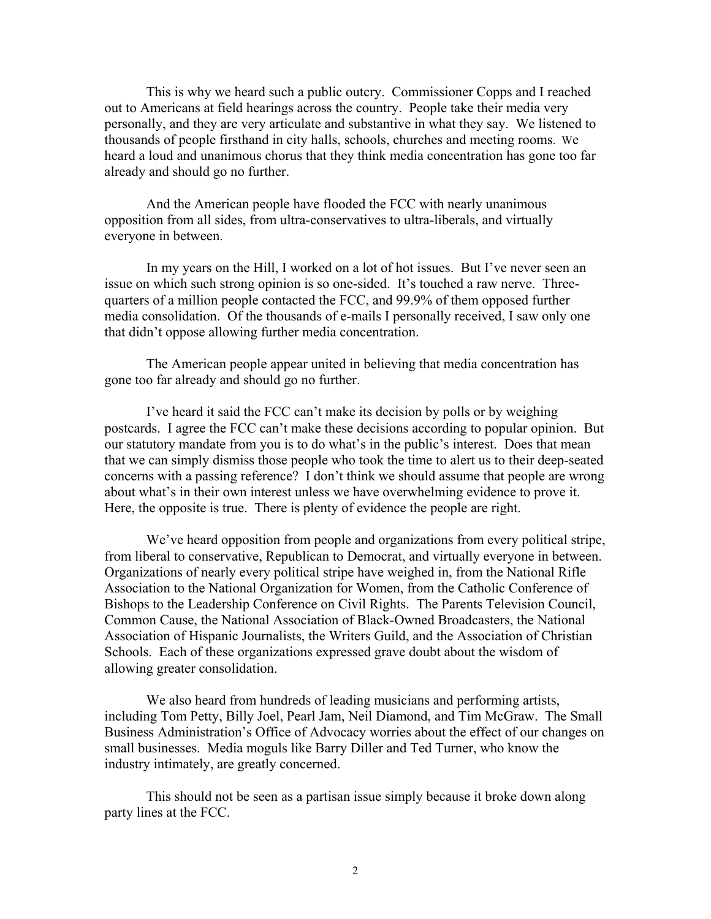This is why we heard such a public outcry. Commissioner Copps and I reached out to Americans at field hearings across the country. People take their media very personally, and they are very articulate and substantive in what they say. We listened to thousands of people firsthand in city halls, schools, churches and meeting rooms. We heard a loud and unanimous chorus that they think media concentration has gone too far already and should go no further.

And the American people have flooded the FCC with nearly unanimous opposition from all sides, from ultra-conservatives to ultra-liberals, and virtually everyone in between.

In my years on the Hill, I worked on a lot of hot issues. But I've never seen an issue on which such strong opinion is so one-sided. It's touched a raw nerve. Three-quarters of a million people contacted the FCC, and 99.9% of them opposed further media consolidation. Of the thousands of e-mails I personally received, I saw only one that didn't oppose allowing further media concentration.

The American people appear united in believing that media concentration has gone too far already and should go no further.

I've heard it said the FCC can't make its decision by polls or by weighing postcards. I agree the FCC can't make these decisions according to popular opinion. But our statutory mandate from you is to do what's in the public's interest. Does that mean that we can simply dismiss those people who took the time to alert us to their deep-seated concerns with a passing reference? I don't think we should assume that people are wrong about what's in their own interest unless we have overwhelming evidence to prove it. Here, the opposite is true. There is plenty of evidence the people are right.

We've heard opposition from people and organizations from every political stripe, from liberal to conservative, Republican to Democrat, and virtually everyone in between. Organizations of nearly every political stripe have weighed in, from the National Rifle Association to the National Organization for Women, from the Catholic Conference of Bishops to the Leadership Conference on Civil Rights. The Parents Television Council, Common Cause, the National Association of Black-Owned Broadcasters, the National Association of Hispanic Journalists, the Writers Guild, and the Association of Christian Schools. Each of these organizations expressed grave doubt about the wisdom of allowing greater consolidation.

We also heard from hundreds of leading musicians and performing artists, including Tom Petty, Billy Joel, Pearl Jam, Neil Diamond, and Tim McGraw. The Small Business Administration's Office of Advocacy worries about the effect of our changes on small businesses. Media moguls like Barry Diller and Ted Turner, who know the industry intimately, are greatly concerned.

This should not be seen as a partisan issue simply because it broke down along party lines at the FCC.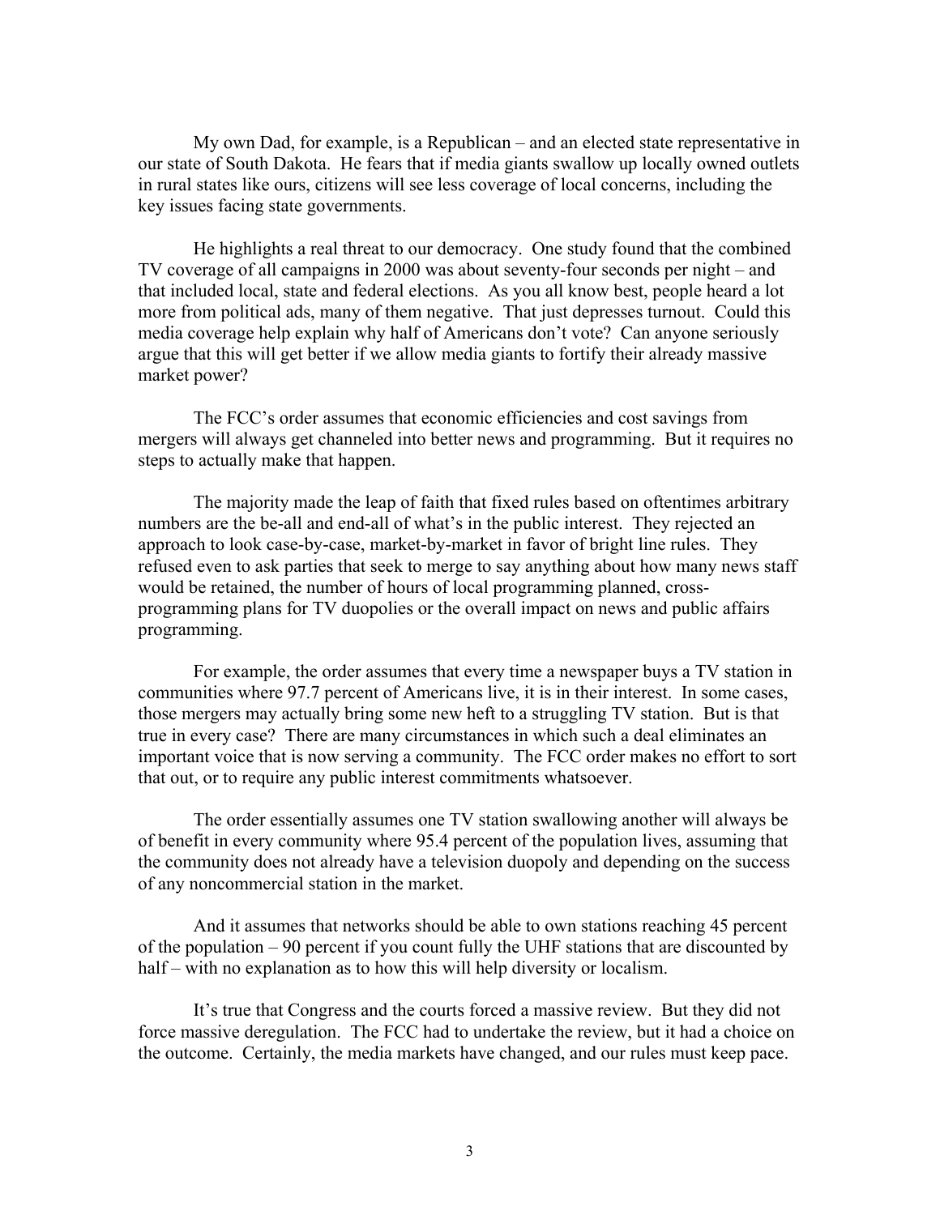My own Dad, for example, is a Republican – and an elected state representative in our state of South Dakota. He fears that if media giants swallow up locally owned outlets in rural states like ours, citizens will see less coverage of local concerns, including the key issues facing state governments.

He highlights a real threat to our democracy. One study found that the combined TV coverage of all campaigns in 2000 was about seventy-four seconds per night – and that included local, state and federal elections. As you all know best, people heard a lot more from political ads, many of them negative. That just depresses turnout. Could this media coverage help explain why half of Americans don't vote? Can anyone seriously argue that this will get better if we allow media giants to fortify their already massive market power?

The FCC's order assumes that economic efficiencies and cost savings from mergers will always get channeled into better news and programming. But it requires no steps to actually make that happen.

The majority made the leap of faith that fixed rules based on oftentimes arbitrary numbers are the be-all and end-all of what's in the public interest. They rejected an approach to look case-by-case, market-by-market in favor of bright line rules. They refused even to ask parties that seek to merge to say anything about how many news staff would be retained, the number of hours of local programming planned, cross-programming plans for TV duopolies or the overall impact on news and public affairs programming.

For example, the order assumes that every time a newspaper buys a TV station in communities where 97.7 percent of Americans live, it is in their interest. In some cases, those mergers may actually bring some new heft to a struggling TV station. But is that true in every case? There are many circumstances in which such a deal eliminates an important voice that is now serving a community. The FCC order makes no effort to sort that out, or to require any public interest commitments whatsoever.

The order essentially assumes one TV station swallowing another will always be of benefit in every community where 95.4 percent of the population lives, assuming that the community does not already have a television duopoly and depending on the success of any noncommercial station in the market.

And it assumes that networks should be able to own stations reaching 45 percent of the population – 90 percent if you count fully the UHF stations that are discounted by half – with no explanation as to how this will help diversity or localism.

It's true that Congress and the courts forced a massive review. But they did not force massive deregulation. The FCC had to undertake the review, but it had a choice on the outcome. Certainly, the media markets have changed, and our rules must keep pace.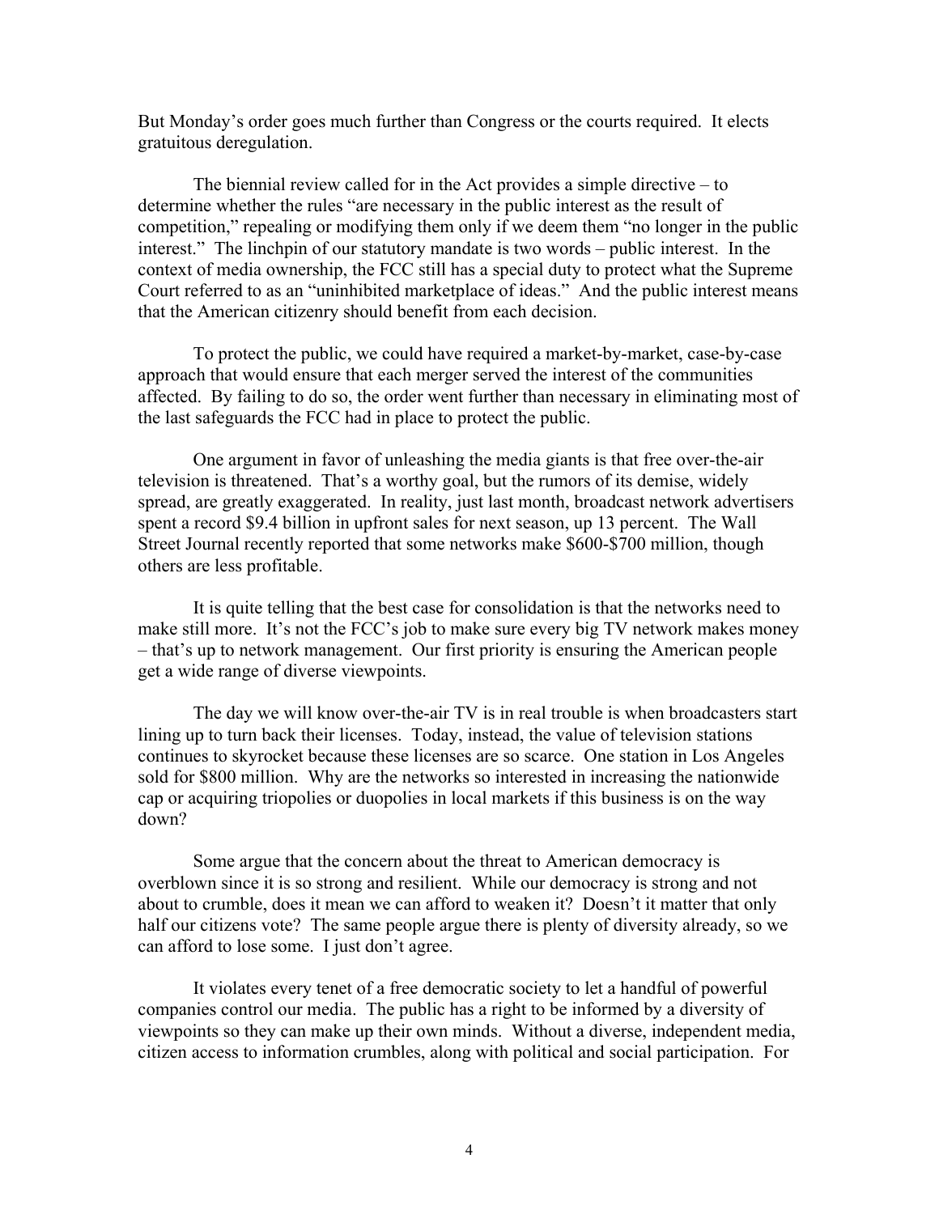But Monday's order goes much further than Congress or the courts required. It elects gratuitous deregulation.

The biennial review called for in the Act provides a simple directive – to determine whether the rules "are necessary in the public interest as the result of competition," repealing or modifying them only if we deem them "no longer in the public interest." The linchpin of our statutory mandate is two words – public interest. In the context of media ownership, the FCC still has a special duty to protect what the Supreme Court referred to as an "uninhibited marketplace of ideas." And the public interest means that the American citizenry should benefit from each decision.

To protect the public, we could have required a market-by-market, case-by-case approach that would ensure that each merger served the interest of the communities affected. By failing to do so, the order went further than necessary in eliminating most of the last safeguards the FCC had in place to protect the public.

One argument in favor of unleashing the media giants is that free over-the-air television is threatened. That's a worthy goal, but the rumors of its demise, widely spread, are greatly exaggerated. In reality, just last month, broadcast network advertisers spent a record $9.4 billion in upfront sales for next season, up 13 percent. The Wall Street Journal recently reported that some networks make $600-$700 million, though others are less profitable.

It is quite telling that the best case for consolidation is that the networks need to make still more. It's not the FCC's job to make sure every big TV network makes money – that's up to network management. Our first priority is ensuring the American people get a wide range of diverse viewpoints.

The day we will know over-the-air TV is in real trouble is when broadcasters start lining up to turn back their licenses. Today, instead, the value of television stations continues to skyrocket because these licenses are so scarce. One station in Los Angeles sold for $800 million. Why are the networks so interested in increasing the nationwide cap or acquiring triopolies or duopolies in local markets if this business is on the way down?

Some argue that the concern about the threat to American democracy is overblown since it is so strong and resilient. While our democracy is strong and not about to crumble, does it mean we can afford to weaken it? Doesn't it matter that only half our citizens vote? The same people argue there is plenty of diversity already, so we can afford to lose some. I just don't agree.

It violates every tenet of a free democratic society to let a handful of powerful companies control our media. The public has a right to be informed by a diversity of viewpoints so they can make up their own minds. Without a diverse, independent media, citizen access to information crumbles, along with political and social participation. For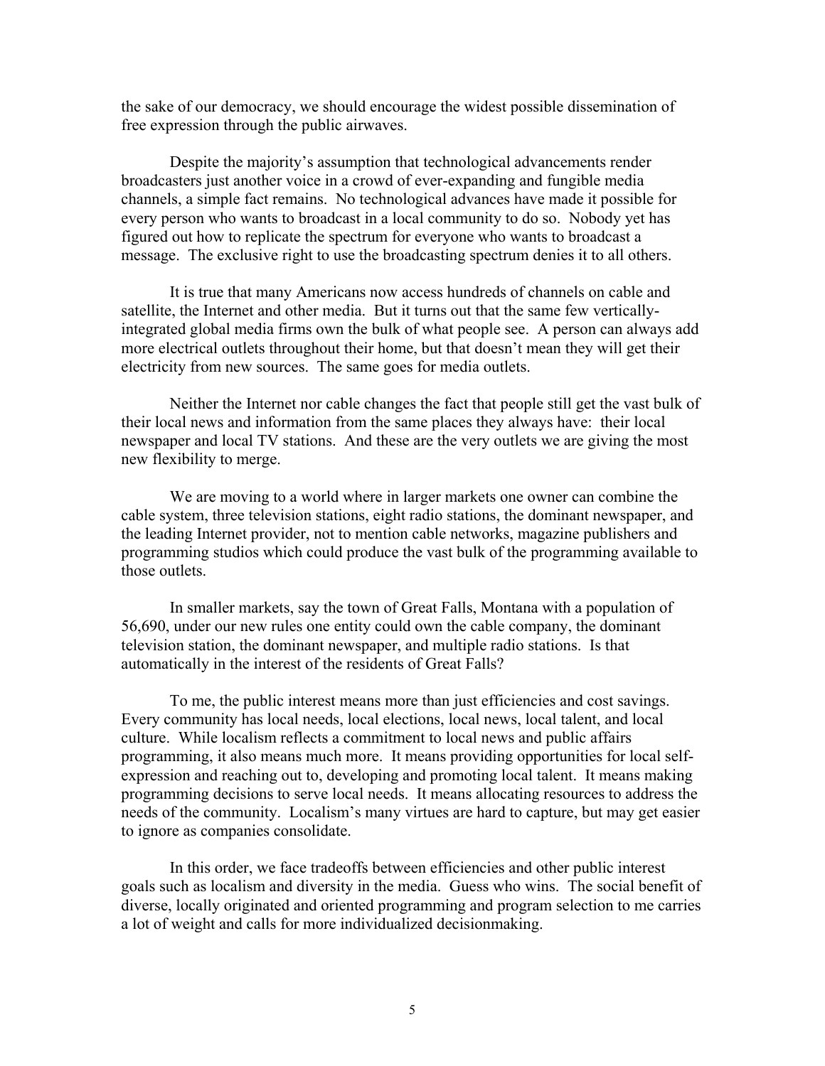the sake of our democracy, we should encourage the widest possible dissemination of free expression through the public airwaves.

Despite the majority's assumption that technological advancements render broadcasters just another voice in a crowd of ever-expanding and fungible media channels, a simple fact remains. No technological advances have made it possible for every person who wants to broadcast in a local community to do so. Nobody yet has figured out how to replicate the spectrum for everyone who wants to broadcast a message. The exclusive right to use the broadcasting spectrum denies it to all others.

It is true that many Americans now access hundreds of channels on cable and satellite, the Internet and other media. But it turns out that the same few vertically-integrated global media firms own the bulk of what people see. A person can always add more electrical outlets throughout their home, but that doesn't mean they will get their electricity from new sources. The same goes for media outlets.

Neither the Internet nor cable changes the fact that people still get the vast bulk of their local news and information from the same places they always have: their local newspaper and local TV stations. And these are the very outlets we are giving the most new flexibility to merge.

We are moving to a world where in larger markets one owner can combine the cable system, three television stations, eight radio stations, the dominant newspaper, and the leading Internet provider, not to mention cable networks, magazine publishers and programming studios which could produce the vast bulk of the programming available to those outlets.

In smaller markets, say the town of Great Falls, Montana with a population of 56,690, under our new rules one entity could own the cable company, the dominant television station, the dominant newspaper, and multiple radio stations. Is that automatically in the interest of the residents of Great Falls?

To me, the public interest means more than just efficiencies and cost savings. Every community has local needs, local elections, local news, local talent, and local culture. While localism reflects a commitment to local news and public affairs programming, it also means much more. It means providing opportunities for local self-expression and reaching out to, developing and promoting local talent. It means making programming decisions to serve local needs. It means allocating resources to address the needs of the community. Localism's many virtues are hard to capture, but may get easier to ignore as companies consolidate.

In this order, we face tradeoffs between efficiencies and other public interest goals such as localism and diversity in the media. Guess who wins. The social benefit of diverse, locally originated and oriented programming and program selection to me carries a lot of weight and calls for more individualized decisionmaking.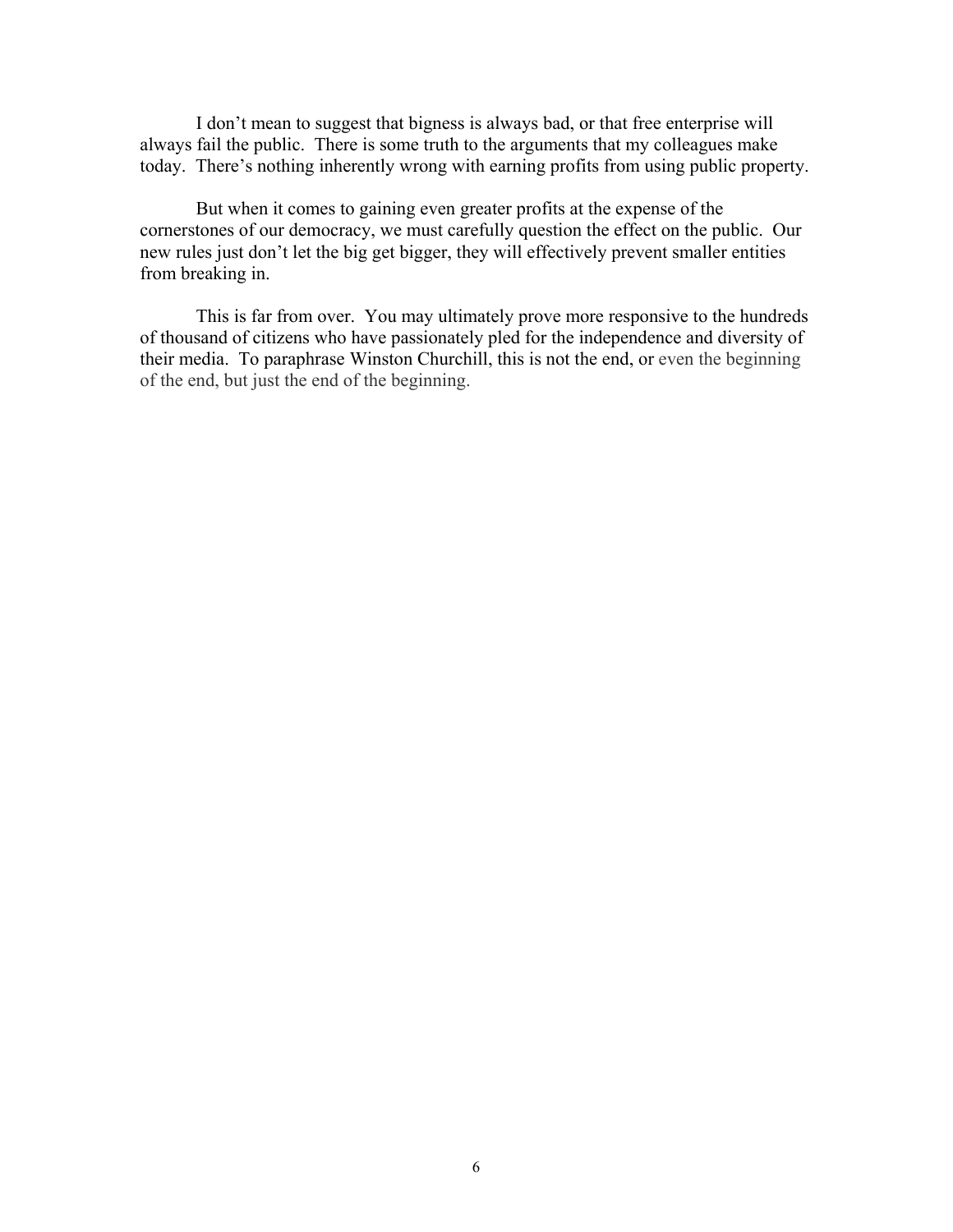I don't mean to suggest that bigness is always bad, or that free enterprise will always fail the public. There is some truth to the arguments that my colleagues make today. There's nothing inherently wrong with earning profits from using public property.

But when it comes to gaining even greater profits at the expense of the cornerstones of our democracy, we must carefully question the effect on the public. Our new rules just don't let the big get bigger, they will effectively prevent smaller entities from breaking in.

This is far from over. You may ultimately prove more responsive to the hundreds of thousand of citizens who have passionately pled for the independence and diversity of their media. To paraphrase Winston Churchill, this is not the end, or even the beginning of the end, but just the end of the beginning.